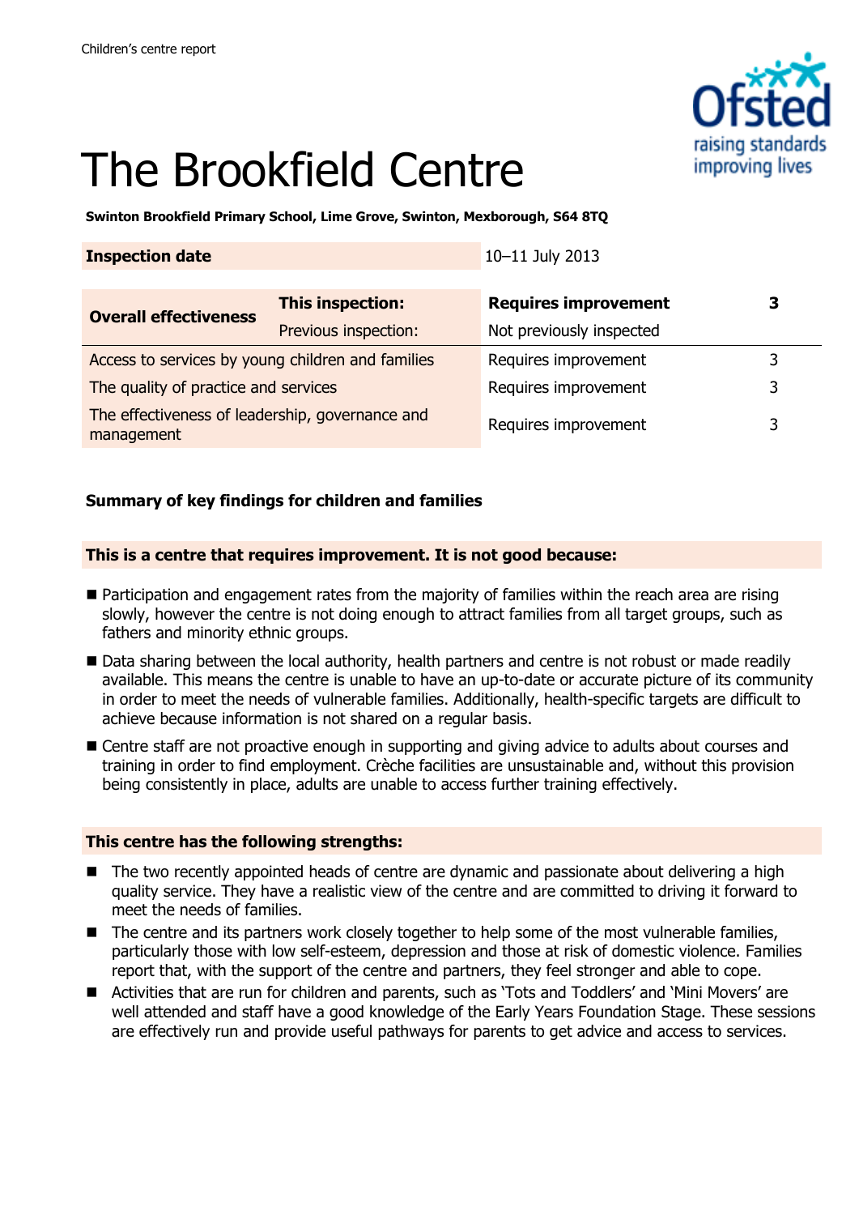Children's centre report

# The Brookfield Centre

**Swinton Brookfield Primary School, Lime Grove, Swinton, Mexborough, S64 8TQ**

| **Inspection date** | | 10–11 July 2013 | |
|---|---|---|---|

| **Overall effectiveness** | **This inspection:** | **Requires improvement** | **3** |
|---|---|---|---|
| | Previous inspection: | Not previously inspected | |
| Access to services by young children and families | | Requires improvement | 3 |
| The quality of practice and services | | Requires improvement | 3 |
| The effectiveness of leadership, governance and management | | Requires improvement | 3 |

### Summary of key findings for children and families

**This is a centre that requires improvement. It is not good because:**

- Participation and engagement rates from the majority of families within the reach area are rising slowly, however the centre is not doing enough to attract families from all target groups, such as fathers and minority ethnic groups.
- Data sharing between the local authority, health partners and centre is not robust or made readily available. This means the centre is unable to have an up-to-date or accurate picture of its community in order to meet the needs of vulnerable families. Additionally, health-specific targets are difficult to achieve because information is not shared on a regular basis.
- Centre staff are not proactive enough in supporting and giving advice to adults about courses and training in order to find employment. Crèche facilities are unsustainable and, without this provision being consistently in place, adults are unable to access further training effectively.

**This centre has the following strengths:**

- The two recently appointed heads of centre are dynamic and passionate about delivering a high quality service. They have a realistic view of the centre and are committed to driving it forward to meet the needs of families.
- The centre and its partners work closely together to help some of the most vulnerable families, particularly those with low self-esteem, depression and those at risk of domestic violence. Families report that, with the support of the centre and partners, they feel stronger and able to cope.
- Activities that are run for children and parents, such as 'Tots and Toddlers' and 'Mini Movers' are well attended and staff have a good knowledge of the Early Years Foundation Stage. These sessions are effectively run and provide useful pathways for parents to get advice and access to services.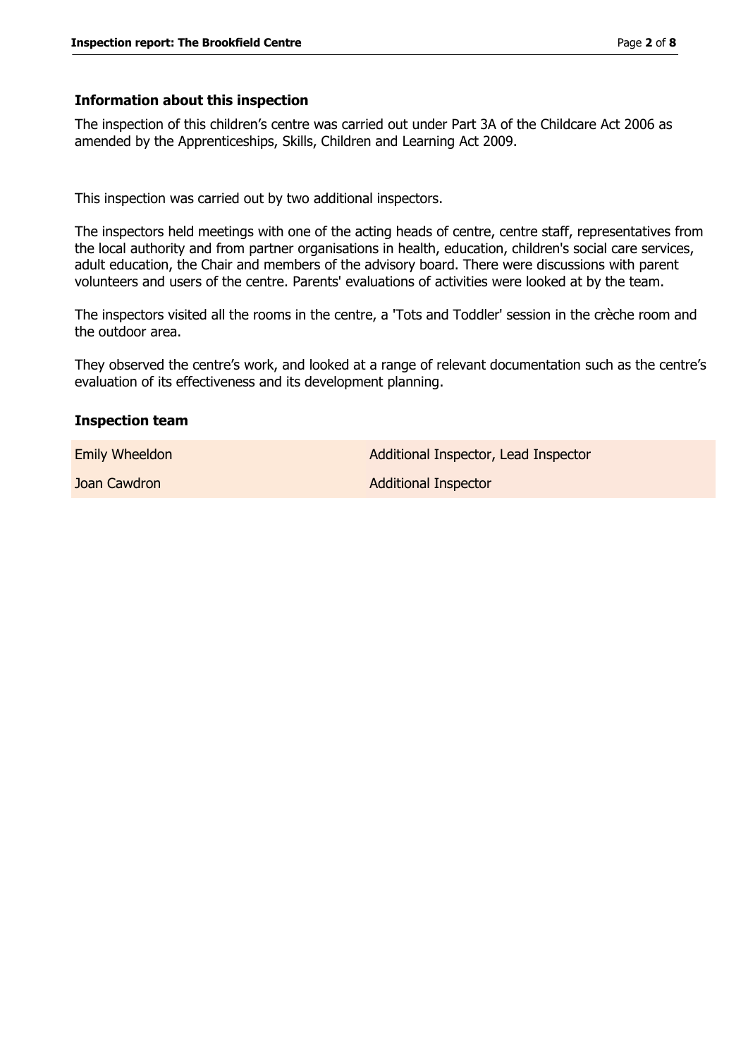### Information about this inspection

The inspection of this children's centre was carried out under Part 3A of the Childcare Act 2006 as amended by the Apprenticeships, Skills, Children and Learning Act 2009.

This inspection was carried out by two additional inspectors.

The inspectors held meetings with one of the acting heads of centre, centre staff, representatives from the local authority and from partner organisations in health, education, children's social care services, adult education, the Chair and members of the advisory board. There were discussions with parent volunteers and users of the centre. Parents' evaluations of activities were looked at by the team.

The inspectors visited all the rooms in the centre, a 'Tots and Toddler' session in the crèche room and the outdoor area.

They observed the centre's work, and looked at a range of relevant documentation such as the centre's evaluation of its effectiveness and its development planning.

### Inspection team

| | |
|---|---|
| Emily Wheeldon | Additional Inspector, Lead Inspector |
| Joan Cawdron | Additional Inspector |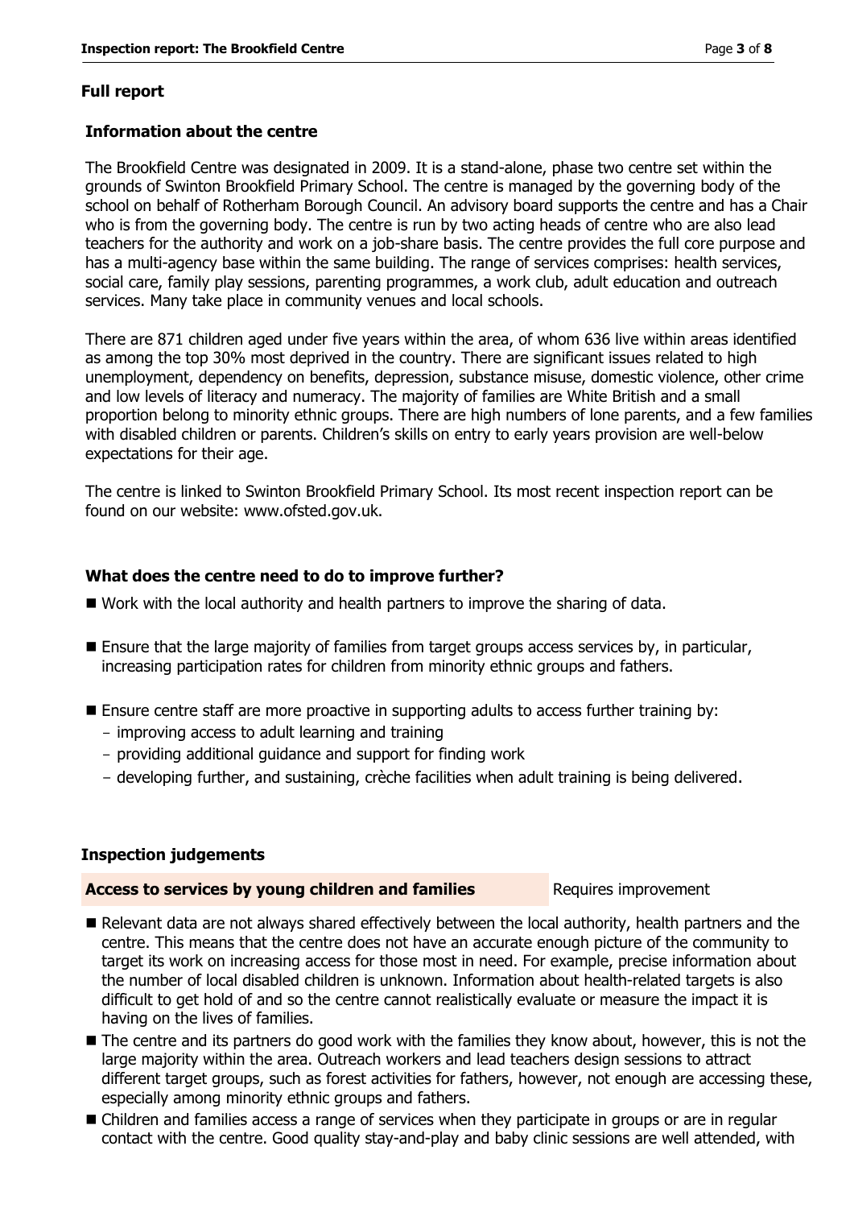## Full report

### Information about the centre

The Brookfield Centre was designated in 2009. It is a stand-alone, phase two centre set within the grounds of Swinton Brookfield Primary School. The centre is managed by the governing body of the school on behalf of Rotherham Borough Council. An advisory board supports the centre and has a Chair who is from the governing body. The centre is run by two acting heads of centre who are also lead teachers for the authority and work on a job-share basis. The centre provides the full core purpose and has a multi-agency base within the same building. The range of services comprises: health services, social care, family play sessions, parenting programmes, a work club, adult education and outreach services. Many take place in community venues and local schools.

There are 871 children aged under five years within the area, of whom 636 live within areas identified as among the top 30% most deprived in the country. There are significant issues related to high unemployment, dependency on benefits, depression, substance misuse, domestic violence, other crime and low levels of literacy and numeracy. The majority of families are White British and a small proportion belong to minority ethnic groups. There are high numbers of lone parents, and a few families with disabled children or parents. Children's skills on entry to early years provision are well-below expectations for their age.

The centre is linked to Swinton Brookfield Primary School. Its most recent inspection report can be found on our website: www.ofsted.gov.uk.

### What does the centre need to do to improve further?

- Work with the local authority and health partners to improve the sharing of data.
- Ensure that the large majority of families from target groups access services by, in particular, increasing participation rates for children from minority ethnic groups and fathers.
- Ensure centre staff are more proactive in supporting adults to access further training by:
  - improving access to adult learning and training
  - providing additional guidance and support for finding work
  - developing further, and sustaining, crèche facilities when adult training is being delivered.

### Inspection judgements

**Access to services by young children and families** — Requires improvement

- Relevant data are not always shared effectively between the local authority, health partners and the centre. This means that the centre does not have an accurate enough picture of the community to target its work on increasing access for those most in need. For example, precise information about the number of local disabled children is unknown. Information about health-related targets is also difficult to get hold of and so the centre cannot realistically evaluate or measure the impact it is having on the lives of families.
- The centre and its partners do good work with the families they know about, however, this is not the large majority within the area. Outreach workers and lead teachers design sessions to attract different target groups, such as forest activities for fathers, however, not enough are accessing these, especially among minority ethnic groups and fathers.
- Children and families access a range of services when they participate in groups or are in regular contact with the centre. Good quality stay-and-play and baby clinic sessions are well attended, with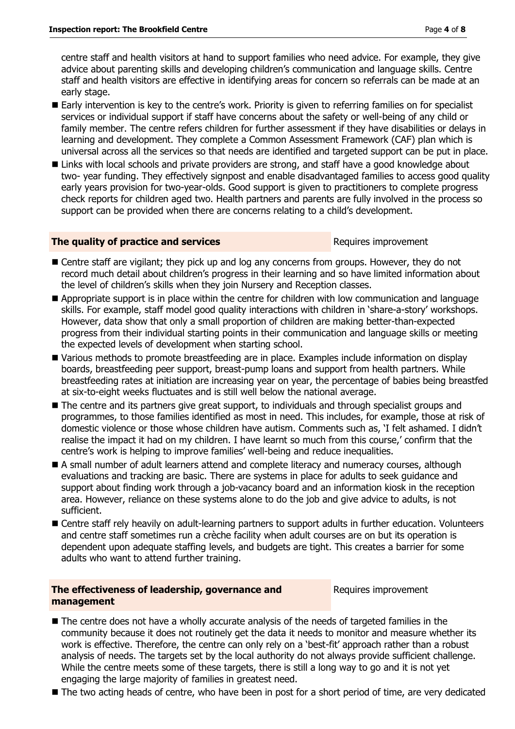centre staff and health visitors at hand to support families who need advice. For example, they give advice about parenting skills and developing children's communication and language skills. Centre staff and health visitors are effective in identifying areas for concern so referrals can be made at an early stage.

- Early intervention is key to the centre's work. Priority is given to referring families on for specialist services or individual support if staff have concerns about the safety or well-being of any child or family member. The centre refers children for further assessment if they have disabilities or delays in learning and development. They complete a Common Assessment Framework (CAF) plan which is universal across all the services so that needs are identified and targeted support can be put in place.
- Links with local schools and private providers are strong, and staff have a good knowledge about two- year funding. They effectively signpost and enable disadvantaged families to access good quality early years provision for two-year-olds. Good support is given to practitioners to complete progress check reports for children aged two. Health partners and parents are fully involved in the process so support can be provided when there are concerns relating to a child's development.

## The quality of practice and services — Requires improvement

- Centre staff are vigilant; they pick up and log any concerns from groups. However, they do not record much detail about children's progress in their learning and so have limited information about the level of children's skills when they join Nursery and Reception classes.
- Appropriate support is in place within the centre for children with low communication and language skills. For example, staff model good quality interactions with children in 'share-a-story' workshops. However, data show that only a small proportion of children are making better-than-expected progress from their individual starting points in their communication and language skills or meeting the expected levels of development when starting school.
- Various methods to promote breastfeeding are in place. Examples include information on display boards, breastfeeding peer support, breast-pump loans and support from health partners. While breastfeeding rates at initiation are increasing year on year, the percentage of babies being breastfed at six-to-eight weeks fluctuates and is still well below the national average.
- The centre and its partners give great support, to individuals and through specialist groups and programmes, to those families identified as most in need. This includes, for example, those at risk of domestic violence or those whose children have autism. Comments such as, 'I felt ashamed. I didn't realise the impact it had on my children. I have learnt so much from this course,' confirm that the centre's work is helping to improve families' well-being and reduce inequalities.
- A small number of adult learners attend and complete literacy and numeracy courses, although evaluations and tracking are basic. There are systems in place for adults to seek guidance and support about finding work through a job-vacancy board and an information kiosk in the reception area. However, reliance on these systems alone to do the job and give advice to adults, is not sufficient.
- Centre staff rely heavily on adult-learning partners to support adults in further education. Volunteers and centre staff sometimes run a crèche facility when adult courses are on but its operation is dependent upon adequate staffing levels, and budgets are tight. This creates a barrier for some adults who want to attend further training.

## The effectiveness of leadership, governance and management — Requires improvement

- The centre does not have a wholly accurate analysis of the needs of targeted families in the community because it does not routinely get the data it needs to monitor and measure whether its work is effective. Therefore, the centre can only rely on a 'best-fit' approach rather than a robust analysis of needs. The targets set by the local authority do not always provide sufficient challenge. While the centre meets some of these targets, there is still a long way to go and it is not yet engaging the large majority of families in greatest need.
- The two acting heads of centre, who have been in post for a short period of time, are very dedicated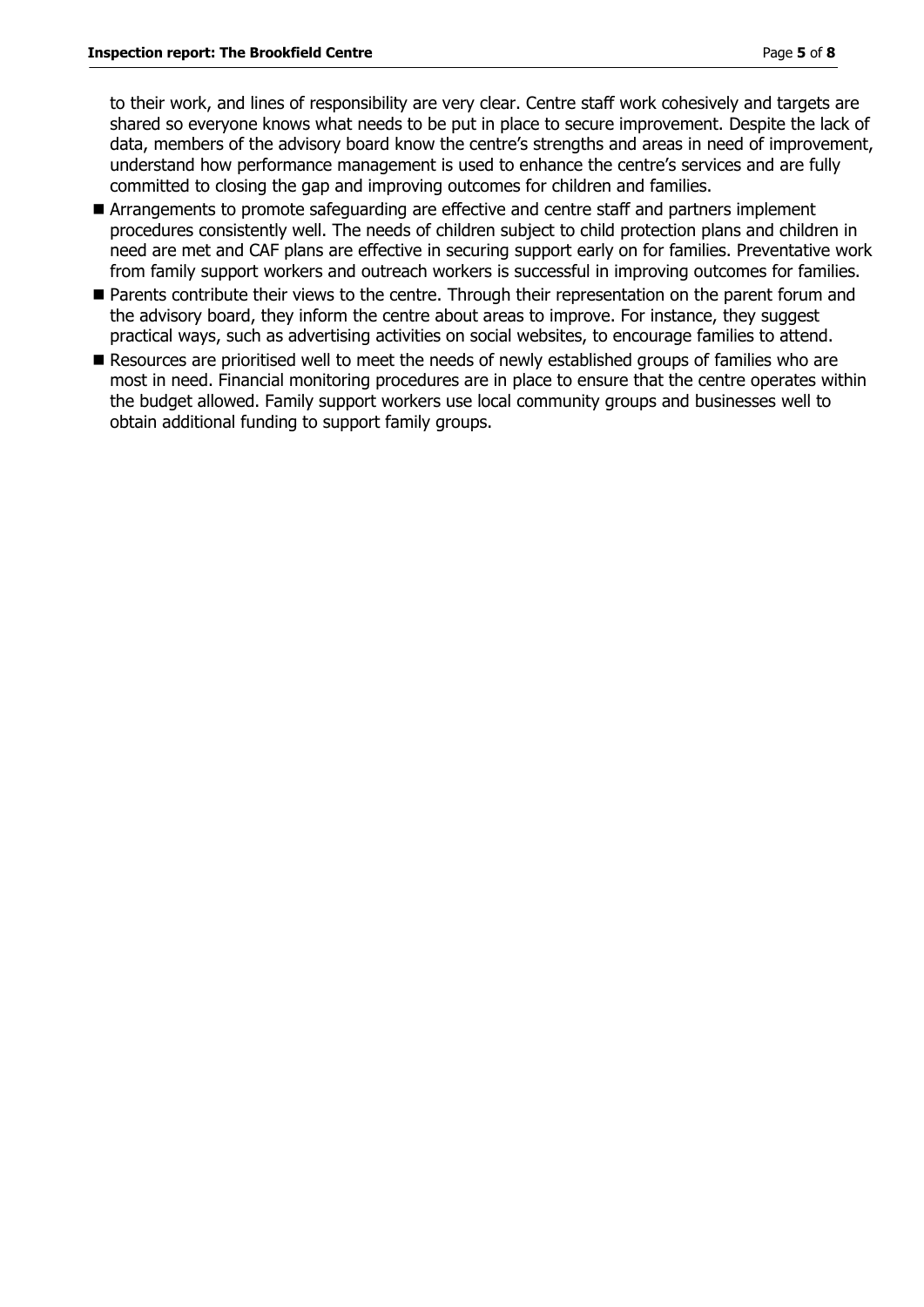to their work, and lines of responsibility are very clear. Centre staff work cohesively and targets are shared so everyone knows what needs to be put in place to secure improvement. Despite the lack of data, members of the advisory board know the centre's strengths and areas in need of improvement, understand how performance management is used to enhance the centre's services and are fully committed to closing the gap and improving outcomes for children and families.

- Arrangements to promote safeguarding are effective and centre staff and partners implement procedures consistently well. The needs of children subject to child protection plans and children in need are met and CAF plans are effective in securing support early on for families. Preventative work from family support workers and outreach workers is successful in improving outcomes for families.
- Parents contribute their views to the centre. Through their representation on the parent forum and the advisory board, they inform the centre about areas to improve. For instance, they suggest practical ways, such as advertising activities on social websites, to encourage families to attend.
- Resources are prioritised well to meet the needs of newly established groups of families who are most in need. Financial monitoring procedures are in place to ensure that the centre operates within the budget allowed. Family support workers use local community groups and businesses well to obtain additional funding to support family groups.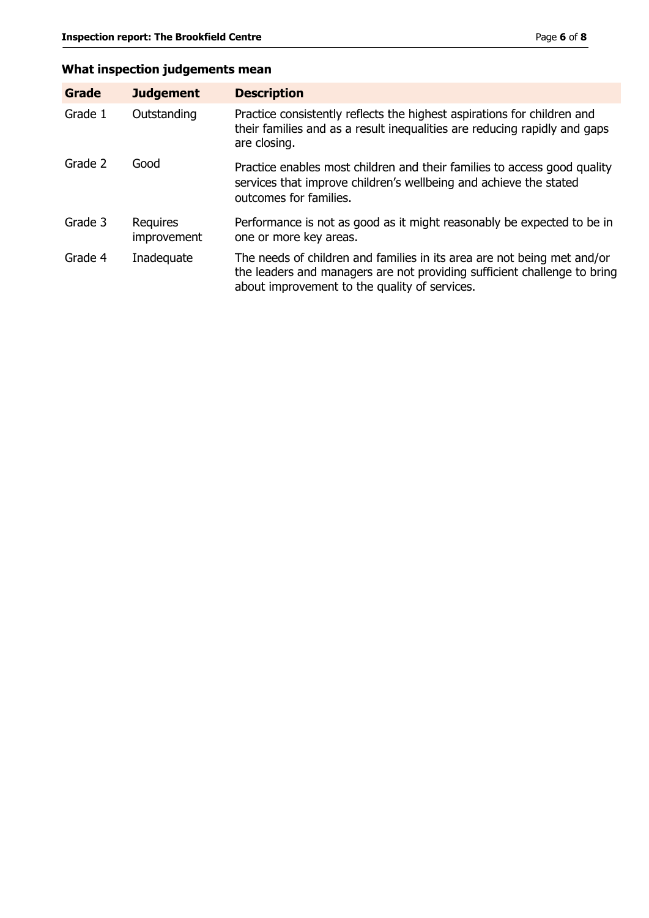## What inspection judgements mean

| Grade | Judgement | Description |
|---|---|---|
| Grade 1 | Outstanding | Practice consistently reflects the highest aspirations for children and their families and as a result inequalities are reducing rapidly and gaps are closing. |
| Grade 2 | Good | Practice enables most children and their families to access good quality services that improve children's wellbeing and achieve the stated outcomes for families. |
| Grade 3 | Requires improvement | Performance is not as good as it might reasonably be expected to be in one or more key areas. |
| Grade 4 | Inadequate | The needs of children and families in its area are not being met and/or the leaders and managers are not providing sufficient challenge to bring about improvement to the quality of services. |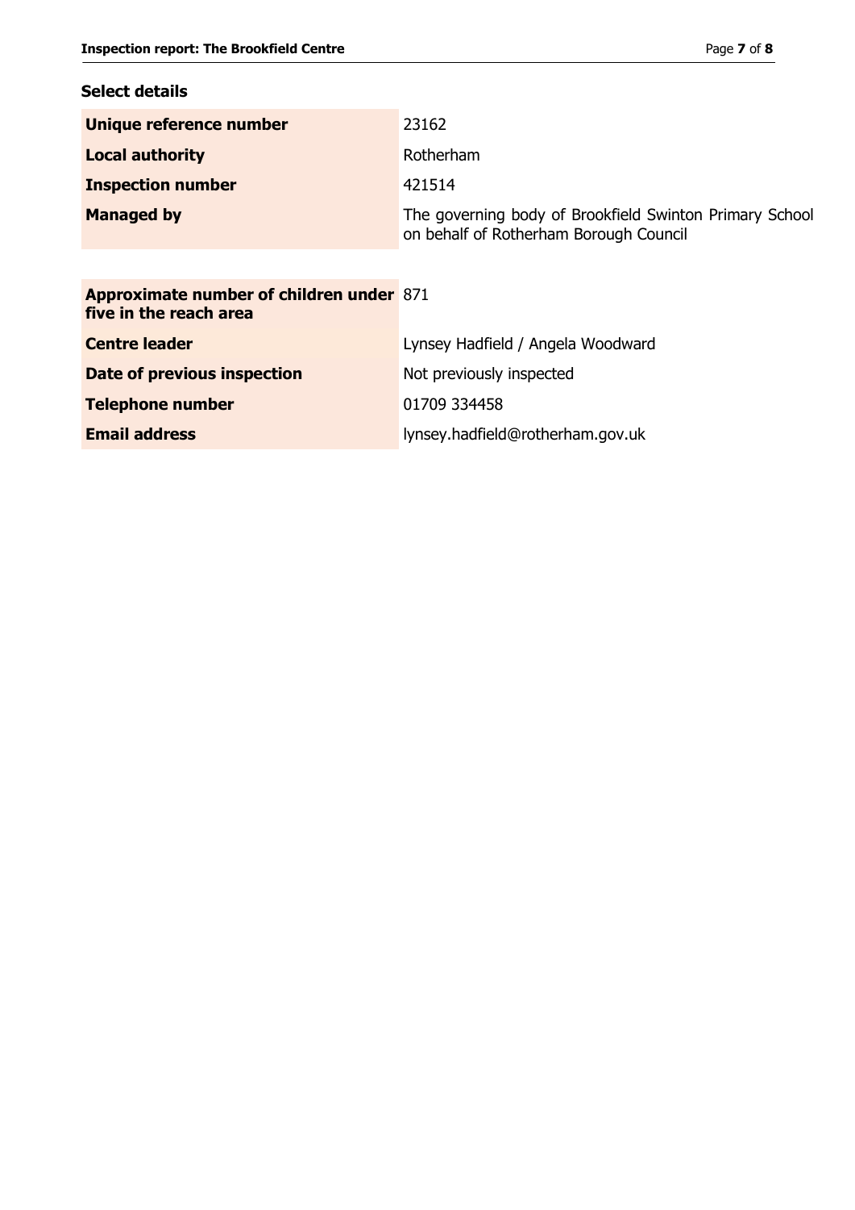### Select details

| | |
|---|---|
| **Unique reference number** | 23162 |
| **Local authority** | Rotherham |
| **Inspection number** | 421514 |
| **Managed by** | The governing body of Brookfield Swinton Primary School on behalf of Rotherham Borough Council |

| | |
|---|---|
| **Approximate number of children under five in the reach area** | 871 |
| **Centre leader** | Lynsey Hadfield / Angela Woodward |
| **Date of previous inspection** | Not previously inspected |
| **Telephone number** | 01709 334458 |
| **Email address** | lynsey.hadfield@rotherham.gov.uk |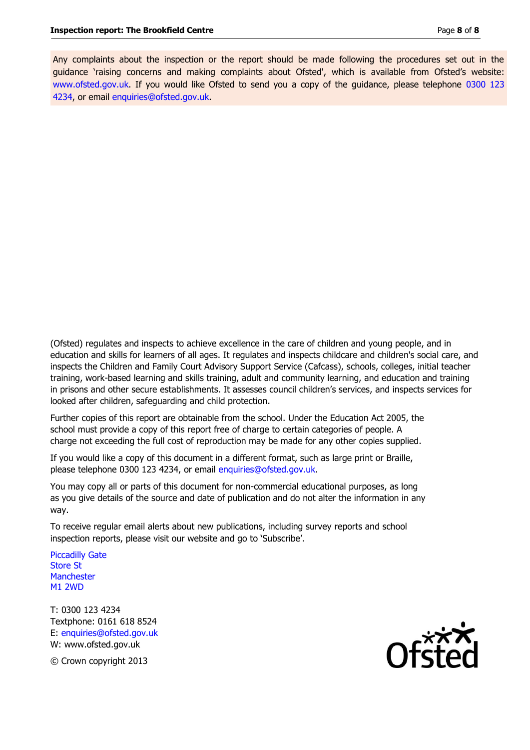Any complaints about the inspection or the report should be made following the procedures set out in the guidance 'raising concerns and making complaints about Ofsted', which is available from Ofsted's website: www.ofsted.gov.uk. If you would like Ofsted to send you a copy of the guidance, please telephone 0300 123 4234, or email enquiries@ofsted.gov.uk.

(Ofsted) regulates and inspects to achieve excellence in the care of children and young people, and in education and skills for learners of all ages. It regulates and inspects childcare and children's social care, and inspects the Children and Family Court Advisory Support Service (Cafcass), schools, colleges, initial teacher training, work-based learning and skills training, adult and community learning, and education and training in prisons and other secure establishments. It assesses council children's services, and inspects services for looked after children, safeguarding and child protection.

Further copies of this report are obtainable from the school. Under the Education Act 2005, the school must provide a copy of this report free of charge to certain categories of people. A charge not exceeding the full cost of reproduction may be made for any other copies supplied.

If you would like a copy of this document in a different format, such as large print or Braille, please telephone 0300 123 4234, or email enquiries@ofsted.gov.uk.

You may copy all or parts of this document for non-commercial educational purposes, as long as you give details of the source and date of publication and do not alter the information in any way.

To receive regular email alerts about new publications, including survey reports and school inspection reports, please visit our website and go to 'Subscribe'.

Piccadilly Gate
Store St
Manchester
M1 2WD

T: 0300 123 4234
Textphone: 0161 618 8524
E: enquiries@ofsted.gov.uk
W: www.ofsted.gov.uk

© Crown copyright 2013

Ofsted